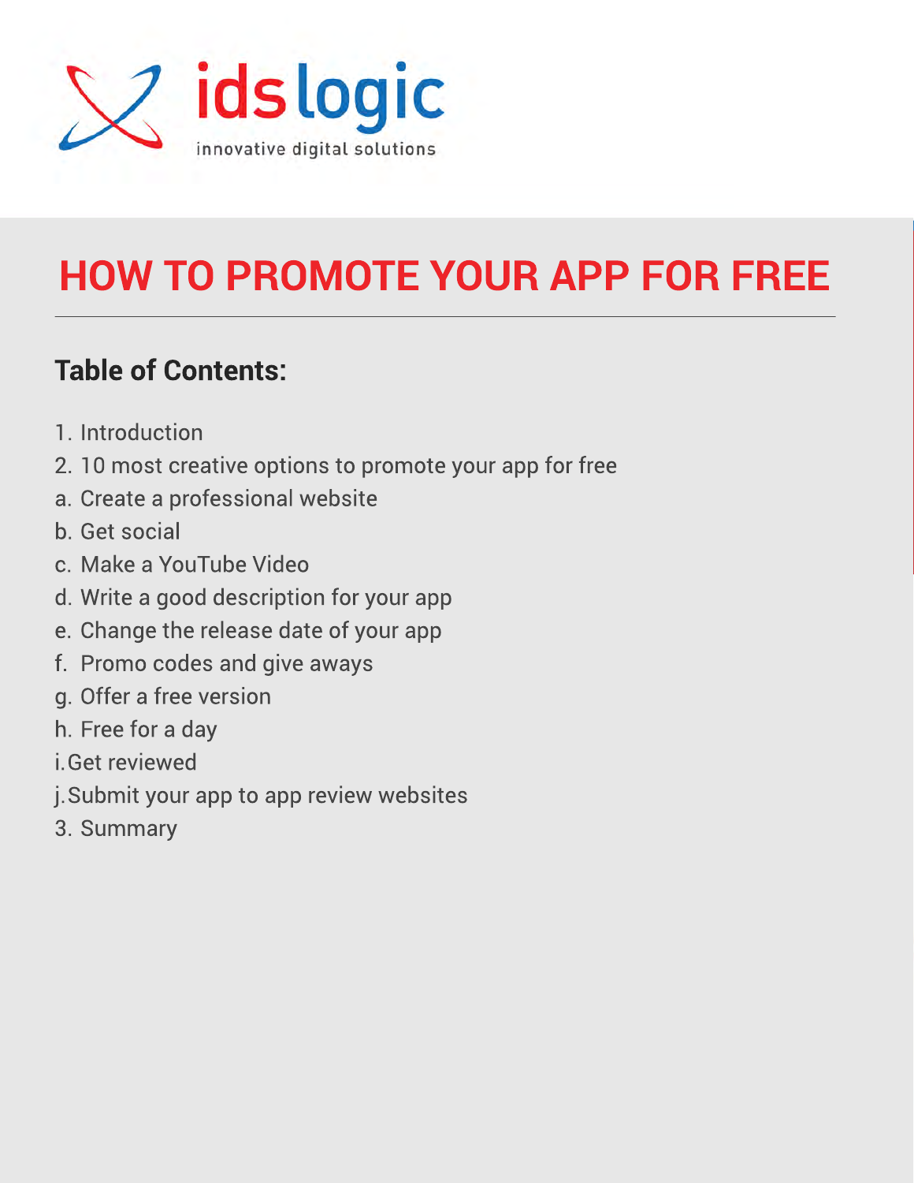ids logic

innovative digital solutions

# HOW TO PROMOTE YOUR APP FOR FREE

## Table of Contents:

1. Introduction
2. 10 most creative options to promote your app for free

a. Create a professional website

b. Get social

c. Make a YouTube Video

d. Write a good description for your app

e. Change the release date of your app

f. Promo codes and give aways

g. Offer a free version

h. Free for a day

i. Get reviewed

j. Submit your app to app review websites

3. Summary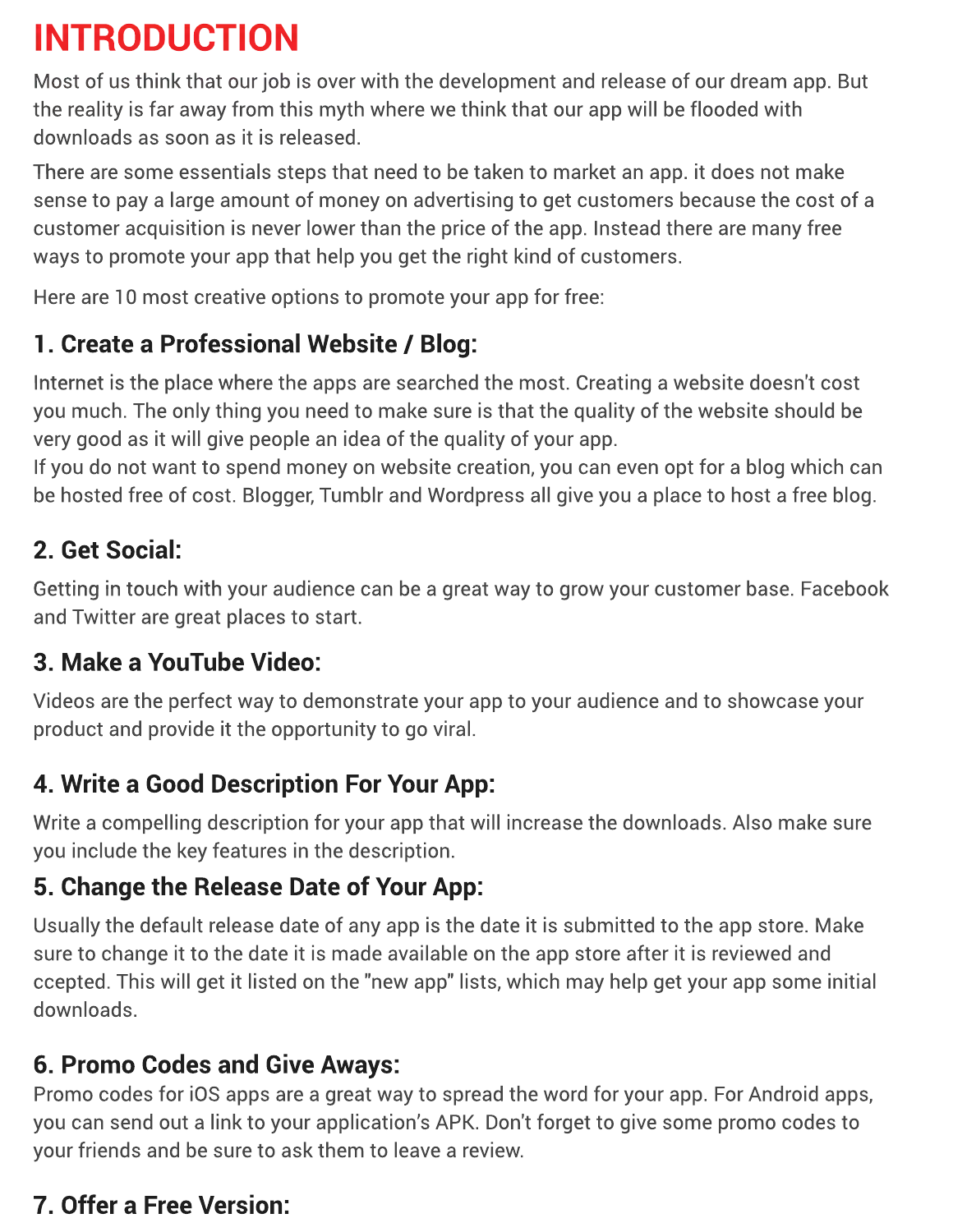# INTRODUCTION

Most of us think that our job is over with the development and release of our dream app. But the reality is far away from this myth where we think that our app will be flooded with downloads as soon as it is released.

There are some essentials steps that need to be taken to market an app. it does not make sense to pay a large amount of money on advertising to get customers because the cost of a customer acquisition is never lower than the price of the app. Instead there are many free ways to promote your app that help you get the right kind of customers.

Here are 10 most creative options to promote your app for free:

### 1. Create a Professional Website / Blog:

Internet is the place where the apps are searched the most. Creating a website doesn't cost you much. The only thing you need to make sure is that the quality of the website should be very good as it will give people an idea of the quality of your app.
If you do not want to spend money on website creation, you can even opt for a blog which can be hosted free of cost. Blogger, Tumblr and Wordpress all give you a place to host a free blog.

### 2. Get Social:

Getting in touch with your audience can be a great way to grow your customer base. Facebook and Twitter are great places to start.

### 3. Make a YouTube Video:

Videos are the perfect way to demonstrate your app to your audience and to showcase your product and provide it the opportunity to go viral.

### 4. Write a Good Description For Your App:

Write a compelling description for your app that will increase the downloads. Also make sure you include the key features in the description.

### 5. Change the Release Date of Your App:

Usually the default release date of any app is the date it is submitted to the app store. Make sure to change it to the date it is made available on the app store after it is reviewed and ccepted. This will get it listed on the "new app" lists, which may help get your app some initial downloads.

### 6. Promo Codes and Give Aways:

Promo codes for iOS apps are a great way to spread the word for your app. For Android apps, you can send out a link to your application's APK. Don't forget to give some promo codes to your friends and be sure to ask them to leave a review.

### 7. Offer a Free Version: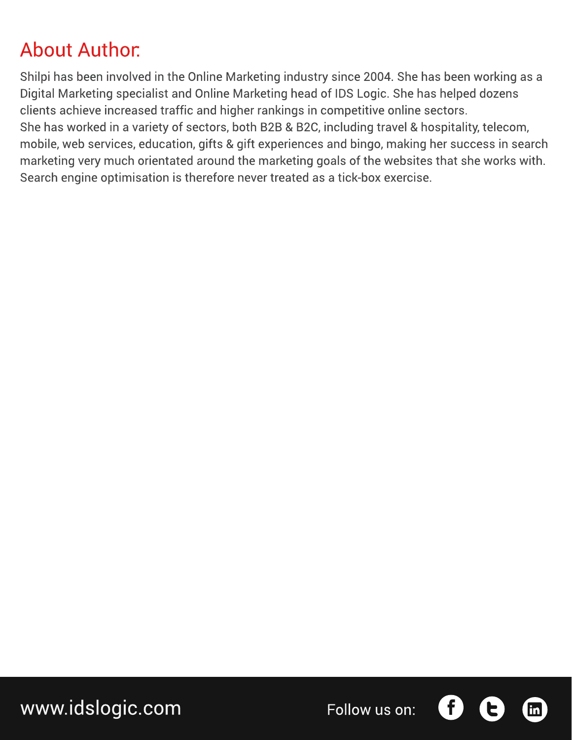## About Author:

Shilpi has been involved in the Online Marketing industry since 2004. She has been working as a Digital Marketing specialist and Online Marketing head of IDS Logic. She has helped dozens clients achieve increased traffic and higher rankings in competitive online sectors.
She has worked in a variety of sectors, both B2B & B2C, including travel & hospitality, telecom, mobile, web services, education, gifts & gift experiences and bingo, making her success in search marketing very much orientated around the marketing goals of the websites that she works with. Search engine optimisation is therefore never treated as a tick-box exercise.

www.idslogic.com

Follow us on: